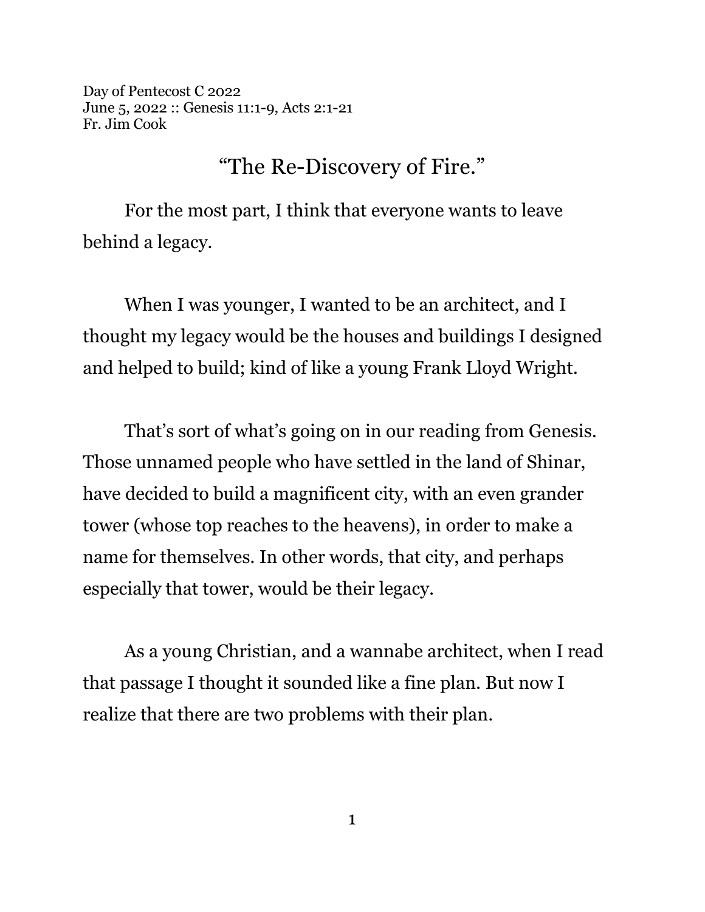Day of Pentecost C 2022
June 5, 2022 :: Genesis 11:1-9, Acts 2:1-21
Fr. Jim Cook

# "The Re-Discovery of Fire."

For the most part, I think that everyone wants to leave behind a legacy.

When I was younger, I wanted to be an architect, and I thought my legacy would be the houses and buildings I designed and helped to build; kind of like a young Frank Lloyd Wright.

That's sort of what's going on in our reading from Genesis. Those unnamed people who have settled in the land of Shinar, have decided to build a magnificent city, with an even grander tower (whose top reaches to the heavens), in order to make a name for themselves. In other words, that city, and perhaps especially that tower, would be their legacy.

As a young Christian, and a wannabe architect, when I read that passage I thought it sounded like a fine plan. But now I realize that there are two problems with their plan.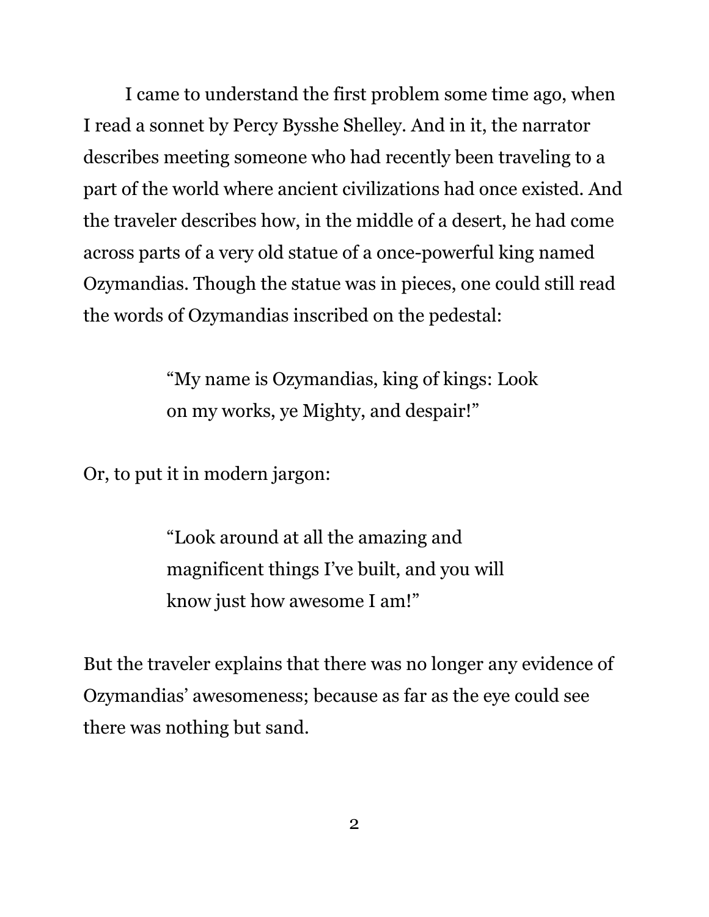I came to understand the first problem some time ago, when I read a sonnet by Percy Bysshe Shelley. And in it, the narrator describes meeting someone who had recently been traveling to a part of the world where ancient civilizations had once existed. And the traveler describes how, in the middle of a desert, he had come across parts of a very old statue of a once-powerful king named Ozymandias. Though the statue was in pieces, one could still read the words of Ozymandias inscribed on the pedestal:

> "My name is Ozymandias, king of kings: Look on my works, ye Mighty, and despair!"

Or, to put it in modern jargon:

> "Look around at all the amazing and magnificent things I've built, and you will know just how awesome I am!"

But the traveler explains that there was no longer any evidence of Ozymandias' awesomeness; because as far as the eye could see there was nothing but sand.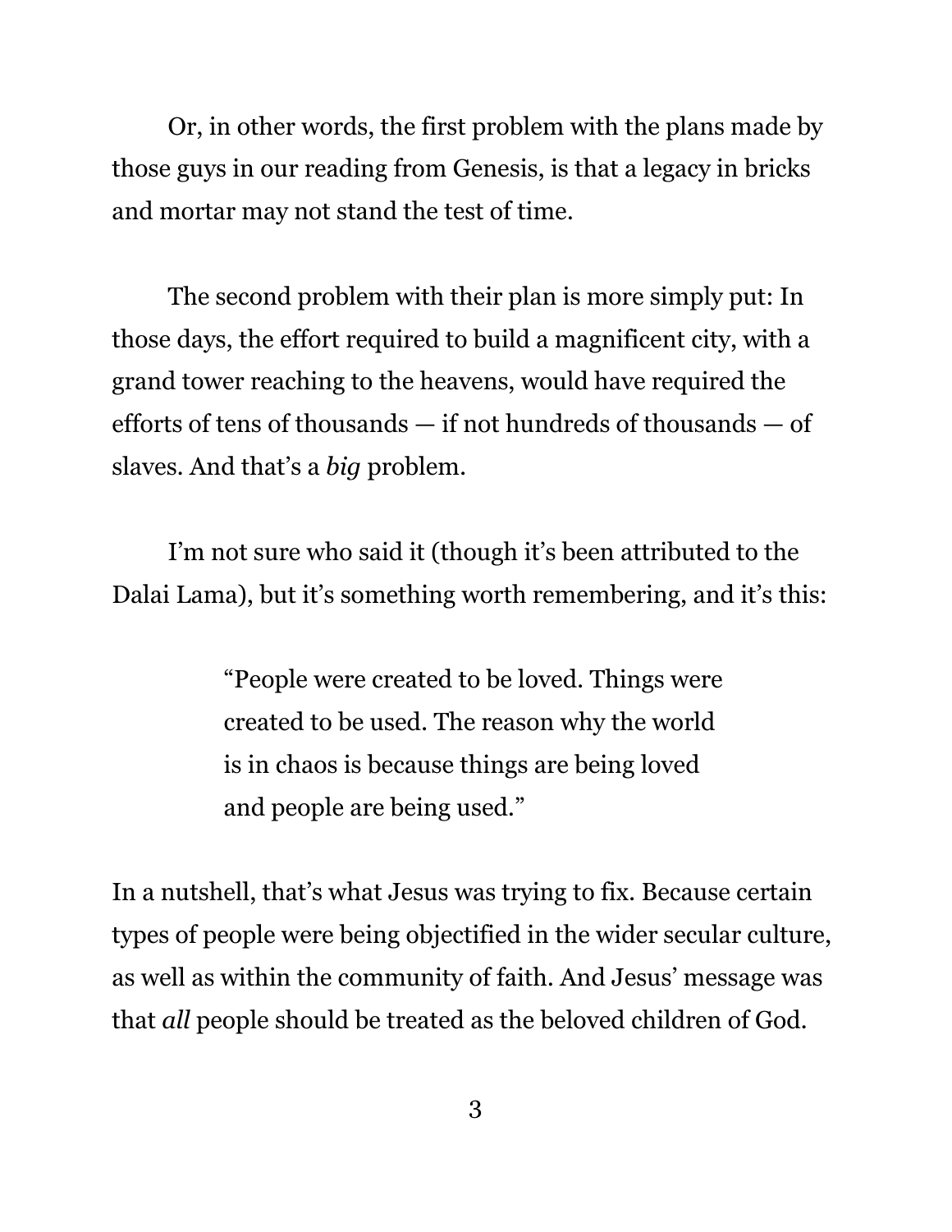Or, in other words, the first problem with the plans made by those guys in our reading from Genesis, is that a legacy in bricks and mortar may not stand the test of time.

The second problem with their plan is more simply put: In those days, the effort required to build a magnificent city, with a grand tower reaching to the heavens, would have required the efforts of tens of thousands — if not hundreds of thousands — of slaves. And that's a *big* problem.

I'm not sure who said it (though it's been attributed to the Dalai Lama), but it's something worth remembering, and it's this:

> "People were created to be loved. Things were created to be used. The reason why the world is in chaos is because things are being loved and people are being used."

In a nutshell, that's what Jesus was trying to fix. Because certain types of people were being objectified in the wider secular culture, as well as within the community of faith. And Jesus' message was that *all* people should be treated as the beloved children of God.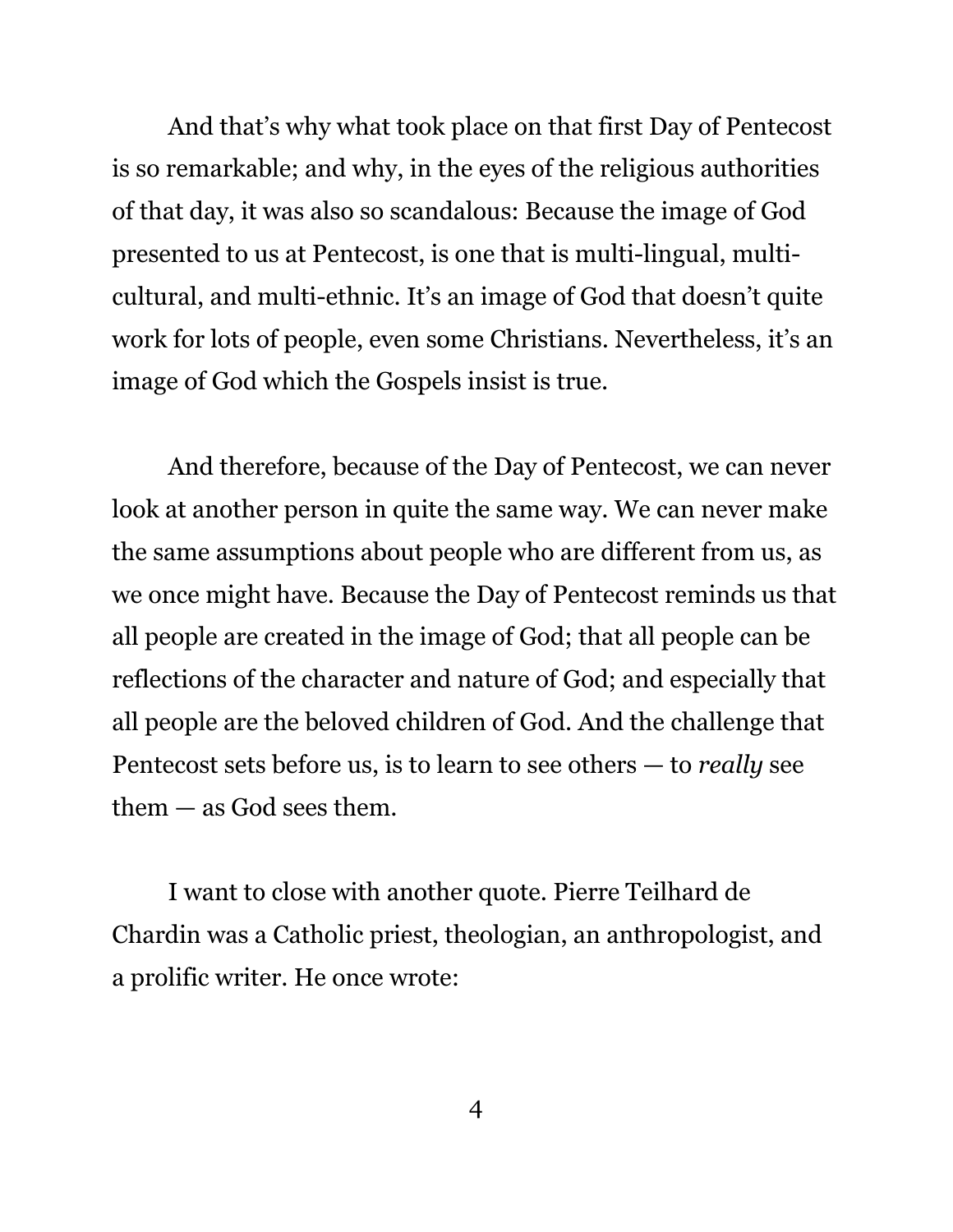And that's why what took place on that first Day of Pentecost is so remarkable; and why, in the eyes of the religious authorities of that day, it was also so scandalous: Because the image of God presented to us at Pentecost, is one that is multi-lingual, multi-cultural, and multi-ethnic. It's an image of God that doesn't quite work for lots of people, even some Christians. Nevertheless, it's an image of God which the Gospels insist is true.

And therefore, because of the Day of Pentecost, we can never look at another person in quite the same way. We can never make the same assumptions about people who are different from us, as we once might have. Because the Day of Pentecost reminds us that all people are created in the image of God; that all people can be reflections of the character and nature of God; and especially that all people are the beloved children of God. And the challenge that Pentecost sets before us, is to learn to see others — to *really* see them — as God sees them.

I want to close with another quote. Pierre Teilhard de Chardin was a Catholic priest, theologian, an anthropologist, and a prolific writer. He once wrote: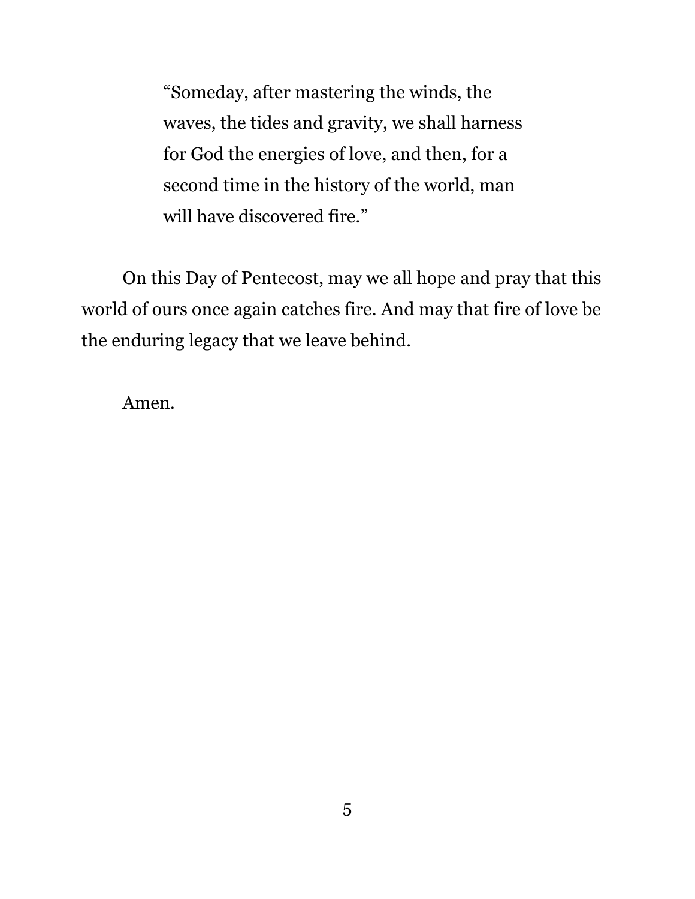> "Someday, after mastering the winds, the waves, the tides and gravity, we shall harness for God the energies of love, and then, for a second time in the history of the world, man will have discovered fire."

On this Day of Pentecost, may we all hope and pray that this world of ours once again catches fire. And may that fire of love be the enduring legacy that we leave behind.

Amen.